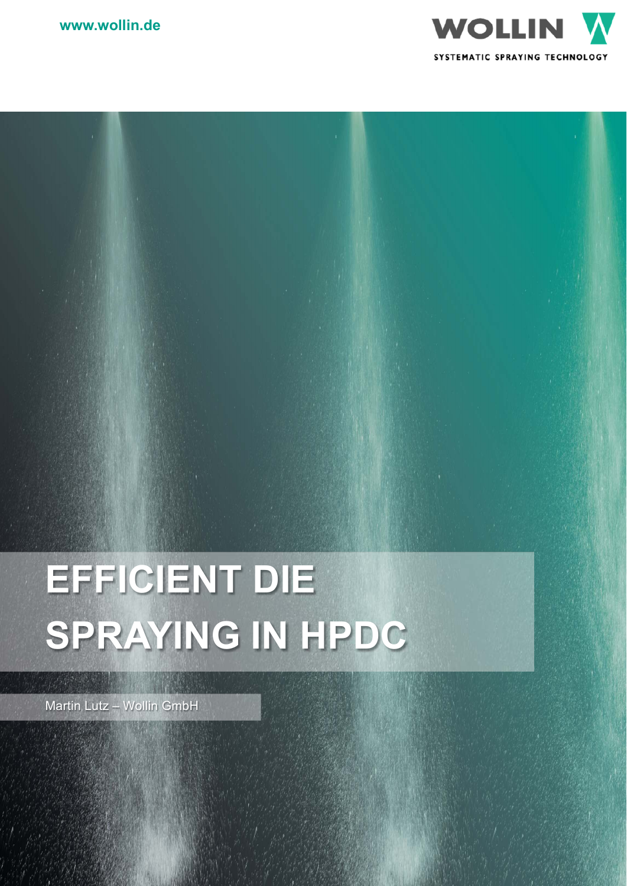www.wollin.de

WOLLIN

SYSTEMATIC SPRAYING TECHNOLOGY

# EFFICIENT DIE SPRAYING IN HPDC

Martin Lutz – Wollin GmbH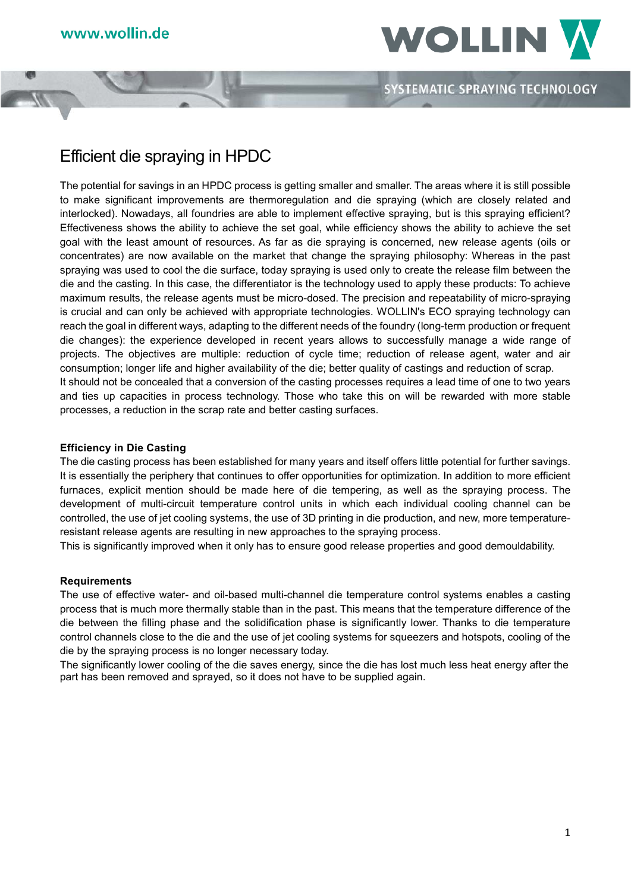# Efficient die spraying in HPDC

The potential for savings in an HPDC process is getting smaller and smaller. The areas where it is still possible to make significant improvements are thermoregulation and die spraying (which are closely related and interlocked). Nowadays, all foundries are able to implement effective spraying, but is this spraying efficient? Effectiveness shows the ability to achieve the set goal, while efficiency shows the ability to achieve the set goal with the least amount of resources. As far as die spraying is concerned, new release agents (oils or concentrates) are now available on the market that change the spraying philosophy: Whereas in the past spraying was used to cool the die surface, today spraying is used only to create the release film between the die and the casting. In this case, the differentiator is the technology used to apply these products: To achieve maximum results, the release agents must be micro-dosed. The precision and repeatability of micro-spraying is crucial and can only be achieved with appropriate technologies. WOLLIN's ECO spraying technology can reach the goal in different ways, adapting to the different needs of the foundry (long-term production or frequent die changes): the experience developed in recent years allows to successfully manage a wide range of projects. The objectives are multiple: reduction of cycle time; reduction of release agent, water and air consumption; longer life and higher availability of the die; better quality of castings and reduction of scrap.
It should not be concealed that a conversion of the casting processes requires a lead time of one to two years and ties up capacities in process technology. Those who take this on will be rewarded with more stable processes, a reduction in the scrap rate and better casting surfaces.

**Efficiency in Die Casting**
The die casting process has been established for many years and itself offers little potential for further savings. It is essentially the periphery that continues to offer opportunities for optimization. In addition to more efficient furnaces, explicit mention should be made here of die tempering, as well as the spraying process. The development of multi-circuit temperature control units in which each individual cooling channel can be controlled, the use of jet cooling systems, the use of 3D printing in die production, and new, more temperature-resistant release agents are resulting in new approaches to the spraying process.
This is significantly improved when it only has to ensure good release properties and good demouldability.

**Requirements**
The use of effective water- and oil-based multi-channel die temperature control systems enables a casting process that is much more thermally stable than in the past. This means that the temperature difference of the die between the filling phase and the solidification phase is significantly lower. Thanks to die temperature control channels close to the die and the use of jet cooling systems for squeezers and hotspots, cooling of the die by the spraying process is no longer necessary today.
The significantly lower cooling of the die saves energy, since the die has lost much less heat energy after the part has been removed and sprayed, so it does not have to be supplied again.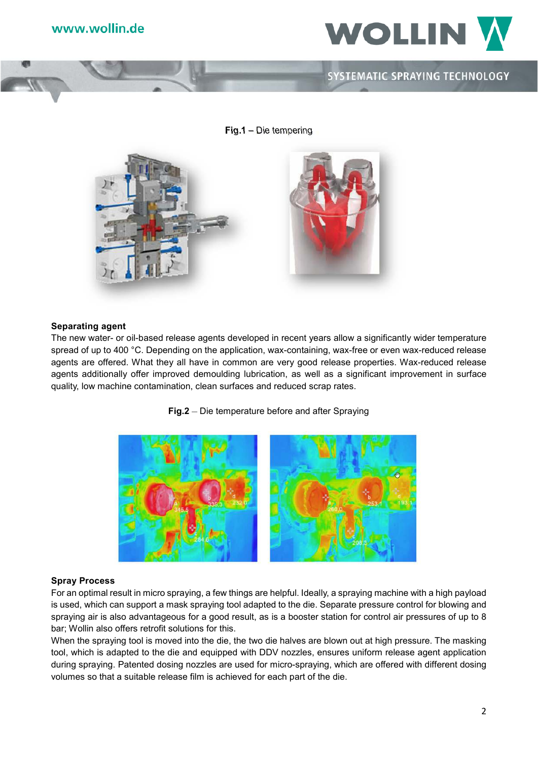**Fig.1** – Die tempering

## Separating agent

The new water- or oil-based release agents developed in recent years allow a significantly wider temperature spread of up to 400 °C. Depending on the application, wax-containing, wax-free or even wax-reduced release agents are offered. What they all have in common are very good release properties. Wax-reduced release agents additionally offer improved demoulding lubrication, as well as a significant improvement in surface quality, low machine contamination, clean surfaces and reduced scrap rates.

**Fig.2** – Die temperature before and after Spraying

## Spray Process

For an optimal result in micro spraying, a few things are helpful. Ideally, a spraying machine with a high payload is used, which can support a mask spraying tool adapted to the die. Separate pressure control for blowing and spraying air is also advantageous for a good result, as is a booster station for control air pressures of up to 8 bar; Wollin also offers retrofit solutions for this.

When the spraying tool is moved into the die, the two die halves are blown out at high pressure. The masking tool, which is adapted to the die and equipped with DDV nozzles, ensures uniform release agent application during spraying. Patented dosing nozzles are used for micro-spraying, which are offered with different dosing volumes so that a suitable release film is achieved for each part of the die.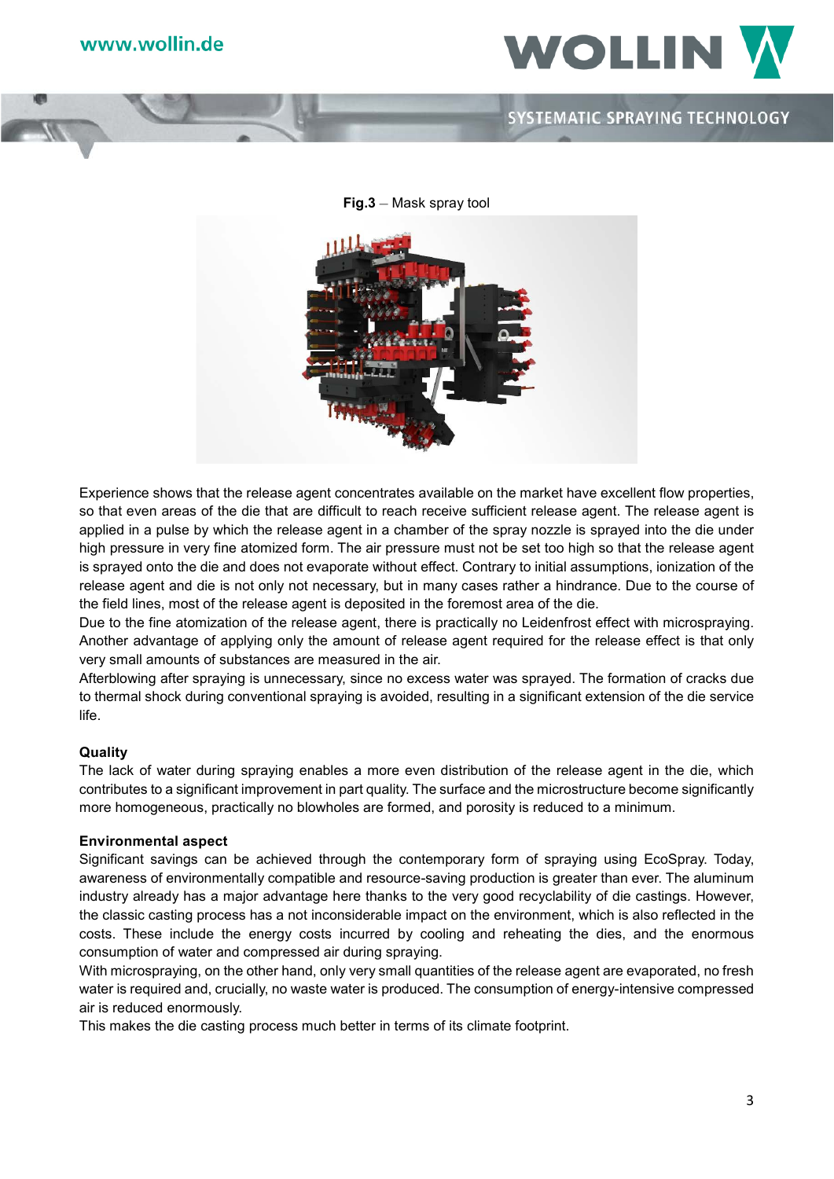**Fig.3** – Mask spray tool

Experience shows that the release agent concentrates available on the market have excellent flow properties, so that even areas of the die that are difficult to reach receive sufficient release agent. The release agent is applied in a pulse by which the release agent in a chamber of the spray nozzle is sprayed into the die under high pressure in very fine atomized form. The air pressure must not be set too high so that the release agent is sprayed onto the die and does not evaporate without effect. Contrary to initial assumptions, ionization of the release agent and die is not only not necessary, but in many cases rather a hindrance. Due to the course of the field lines, most of the release agent is deposited in the foremost area of the die.
Due to the fine atomization of the release agent, there is practically no Leidenfrost effect with microspraying. Another advantage of applying only the amount of release agent required for the release effect is that only very small amounts of substances are measured in the air.
Afterblowing after spraying is unnecessary, since no excess water was sprayed. The formation of cracks due to thermal shock during conventional spraying is avoided, resulting in a significant extension of the die service life.

**Quality**

The lack of water during spraying enables a more even distribution of the release agent in the die, which contributes to a significant improvement in part quality. The surface and the microstructure become significantly more homogeneous, practically no blowholes are formed, and porosity is reduced to a minimum.

**Environmental aspect**

Significant savings can be achieved through the contemporary form of spraying using EcoSpray. Today, awareness of environmentally compatible and resource-saving production is greater than ever. The aluminum industry already has a major advantage here thanks to the very good recyclability of die castings. However, the classic casting process has a not inconsiderable impact on the environment, which is also reflected in the costs. These include the energy costs incurred by cooling and reheating the dies, and the enormous consumption of water and compressed air during spraying.
With microspraying, on the other hand, only very small quantities of the release agent are evaporated, no fresh water is required and, crucially, no waste water is produced. The consumption of energy-intensive compressed air is reduced enormously.
This makes the die casting process much better in terms of its climate footprint.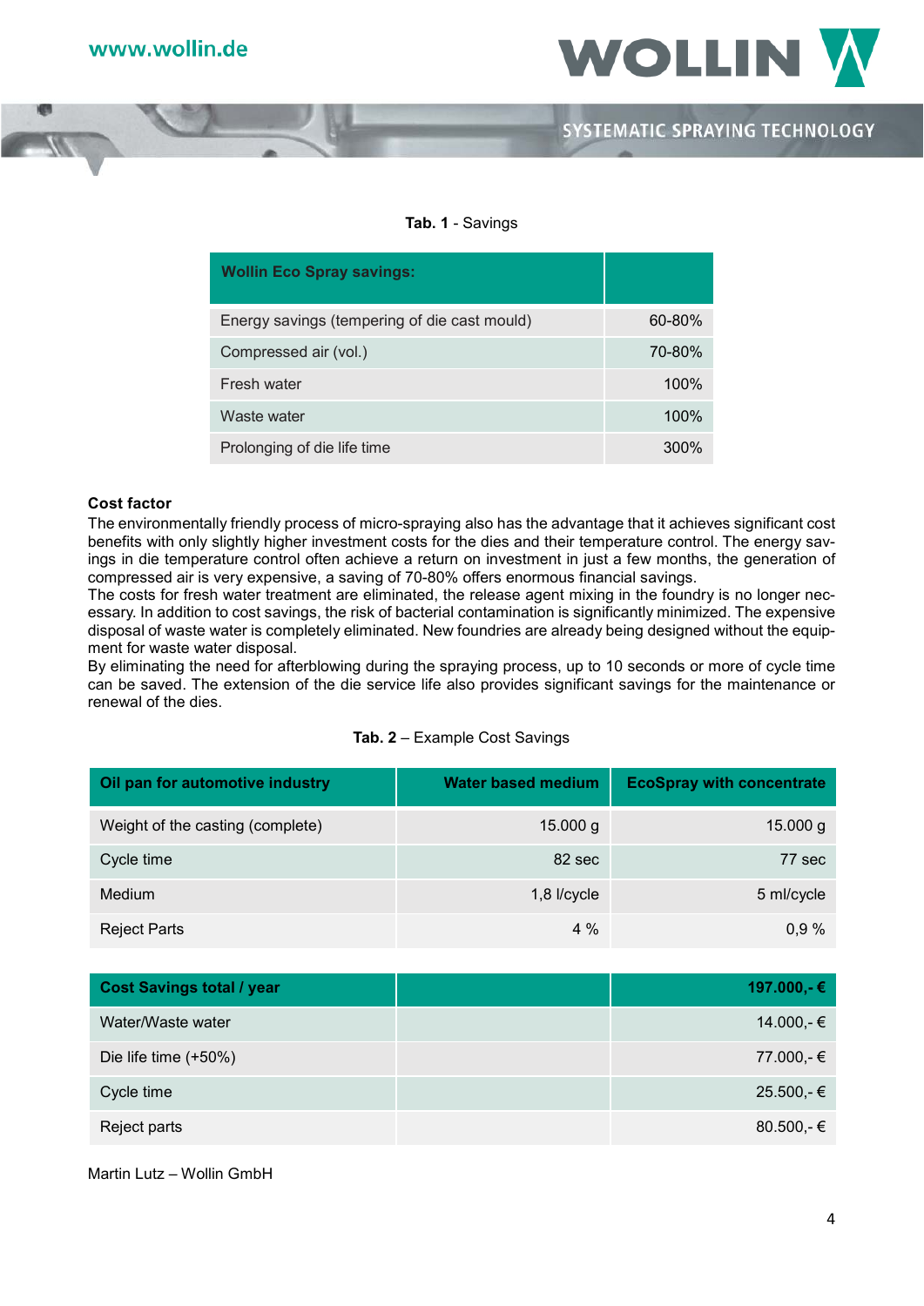**Tab. 1** - Savings

| Wollin Eco Spray savings: | |
|---|---|
| Energy savings (tempering of die cast mould) | 60-80% |
| Compressed air (vol.) | 70-80% |
| Fresh water | 100% |
| Waste water | 100% |
| Prolonging of die life time | 300% |

**Cost factor**

The environmentally friendly process of micro-spraying also has the advantage that it achieves significant cost benefits with only slightly higher investment costs for the dies and their temperature control. The energy savings in die temperature control often achieve a return on investment in just a few months, the generation of compressed air is very expensive, a saving of 70-80% offers enormous financial savings.

The costs for fresh water treatment are eliminated, the release agent mixing in the foundry is no longer necessary. In addition to cost savings, the risk of bacterial contamination is significantly minimized. The expensive disposal of waste water is completely eliminated. New foundries are already being designed without the equipment for waste water disposal.

By eliminating the need for afterblowing during the spraying process, up to 10 seconds or more of cycle time can be saved. The extension of the die service life also provides significant savings for the maintenance or renewal of the dies.

**Tab. 2** – Example Cost Savings

| Oil pan for automotive industry | Water based medium | EcoSpray with concentrate |
|---|---|---|
| Weight of the casting (complete) | 15.000 g | 15.000 g |
| Cycle time | 82 sec | 77 sec |
| Medium | 1,8 l/cycle | 5 ml/cycle |
| Reject Parts | 4 % | 0,9 % |
| **Cost Savings total / year** | | **197.000,- €** |
| Water/Waste water | | 14.000,- € |
| Die life time (+50%) | | 77.000,- € |
| Cycle time | | 25.500,- € |
| Reject parts | | 80.500,- € |

Martin Lutz – Wollin GmbH